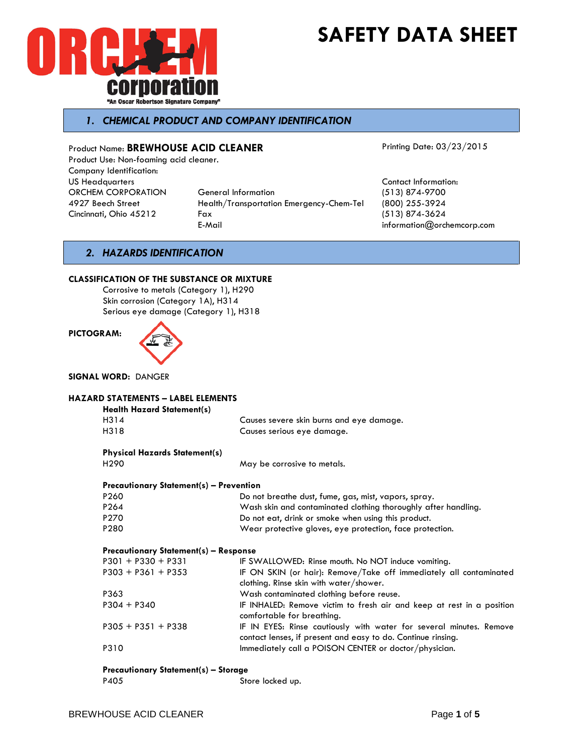ORCHEM corporation
"An Oscar Robertson Signature Company"

# SAFETY DATA SHEET

## 1. CHEMICAL PRODUCT AND COMPANY IDENTIFICATION

Product Name: **BREWHOUSE ACID CLEANER**

Printing Date: 03/23/2015

Product Use: Non-foaming acid cleaner.

Company Identification:

US Headquarters
ORCHEM CORPORATION
4927 Beech Street
Cincinnati, Ohio 45212

| | Contact Information: |
|---|---|
| General Information | (513) 874-9700 |
| Health/Transportation Emergency-Chem-Tel | (800) 255-3924 |
| Fax | (513) 874-3624 |
| E-Mail | information@orchemcorp.com |

## 2. HAZARDS IDENTIFICATION

**CLASSIFICATION OF THE SUBSTANCE OR MIXTURE**

Corrosive to metals (Category 1), H290
Skin corrosion (Category 1A), H314
Serious eye damage (Category 1), H318

**PICTOGRAM:**

**SIGNAL WORD:** DANGER

**HAZARD STATEMENTS – LABEL ELEMENTS**

**Health Hazard Statement(s)**

| | |
|---|---|
| H314 | Causes severe skin burns and eye damage. |
| H318 | Causes serious eye damage. |

**Physical Hazards Statement(s)**

| | |
|---|---|
| H290 | May be corrosive to metals. |

**Precautionary Statement(s) – Prevention**

| | |
|---|---|
| P260 | Do not breathe dust, fume, gas, mist, vapors, spray. |
| P264 | Wash skin and contaminated clothing thoroughly after handling. |
| P270 | Do not eat, drink or smoke when using this product. |
| P280 | Wear protective gloves, eye protection, face protection. |

**Precautionary Statement(s) – Response**

| | |
|---|---|
| P301 + P330 + P331 | IF SWALLOWED: Rinse mouth. No NOT induce vomiting. |
| P303 + P361 + P353 | IF ON SKIN (or hair): Remove/Take off immediately all contaminated clothing. Rinse skin with water/shower. |
| P363 | Wash contaminated clothing before reuse. |
| P304 + P340 | IF INHALED: Remove victim to fresh air and keep at rest in a position comfortable for breathing. |
| P305 + P351 + P338 | IF IN EYES: Rinse cautiously with water for several minutes. Remove contact lenses, if present and easy to do. Continue rinsing. |
| P310 | Immediately call a POISON CENTER or doctor/physician. |

**Precautionary Statement(s) – Storage**

| | |
|---|---|
| P405 | Store locked up. |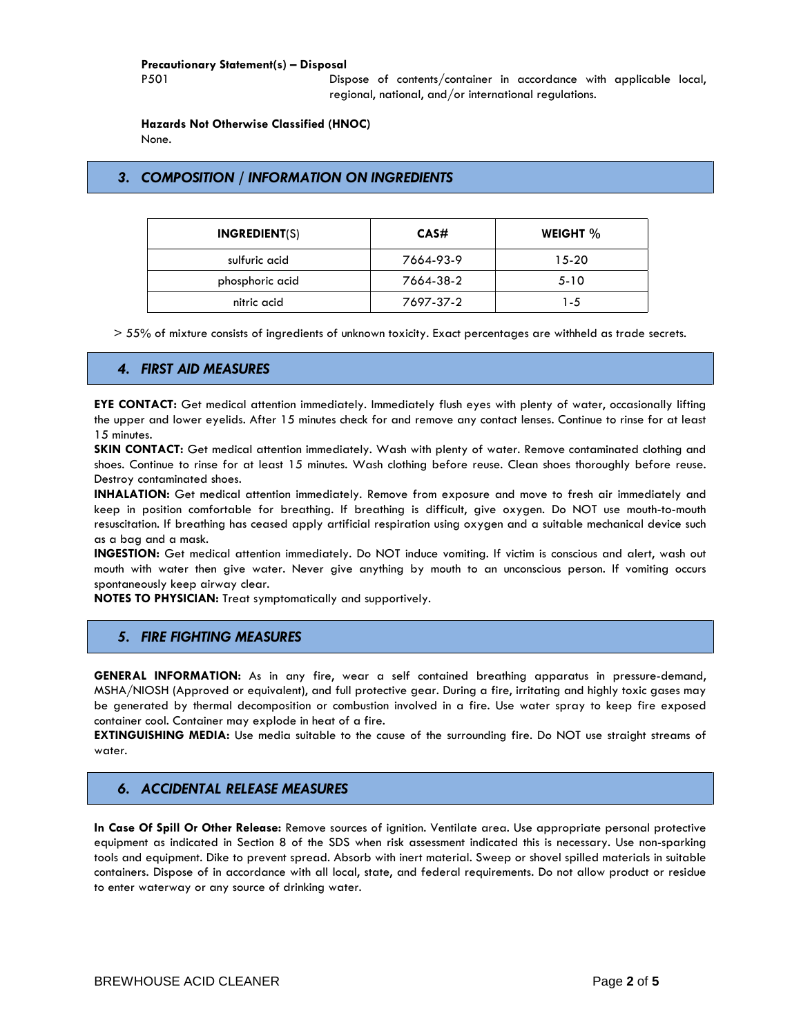**Precautionary Statement(s) – Disposal**

P501 Dispose of contents/container in accordance with applicable local, regional, national, and/or international regulations.

**Hazards Not Otherwise Classified (HNOC)**

None.

## *3. COMPOSITION / INFORMATION ON INGREDIENTS*

| **INGREDIENT**(S) | **CAS#** | **WEIGHT %** |
|---|---|---|
| sulfuric acid | 7664-93-9 | 15-20 |
| phosphoric acid | 7664-38-2 | 5-10 |
| nitric acid | 7697-37-2 | 1-5 |

> 55% of mixture consists of ingredients of unknown toxicity. Exact percentages are withheld as trade secrets.

## *4. FIRST AID MEASURES*

**EYE CONTACT:** Get medical attention immediately. Immediately flush eyes with plenty of water, occasionally lifting the upper and lower eyelids. After 15 minutes check for and remove any contact lenses. Continue to rinse for at least 15 minutes.

**SKIN CONTACT:** Get medical attention immediately. Wash with plenty of water. Remove contaminated clothing and shoes. Continue to rinse for at least 15 minutes. Wash clothing before reuse. Clean shoes thoroughly before reuse. Destroy contaminated shoes.

**INHALATION:** Get medical attention immediately. Remove from exposure and move to fresh air immediately and keep in position comfortable for breathing. If breathing is difficult, give oxygen. Do NOT use mouth-to-mouth resuscitation. If breathing has ceased apply artificial respiration using oxygen and a suitable mechanical device such as a bag and a mask.

**INGESTION:** Get medical attention immediately. Do NOT induce vomiting. If victim is conscious and alert, wash out mouth with water then give water. Never give anything by mouth to an unconscious person. If vomiting occurs spontaneously keep airway clear.

**NOTES TO PHYSICIAN:** Treat symptomatically and supportively.

## *5. FIRE FIGHTING MEASURES*

**GENERAL INFORMATION:** As in any fire, wear a self contained breathing apparatus in pressure-demand, MSHA/NIOSH (Approved or equivalent), and full protective gear. During a fire, irritating and highly toxic gases may be generated by thermal decomposition or combustion involved in a fire. Use water spray to keep fire exposed container cool. Container may explode in heat of a fire.

**EXTINGUISHING MEDIA:** Use media suitable to the cause of the surrounding fire. Do NOT use straight streams of water.

## *6. ACCIDENTAL RELEASE MEASURES*

**In Case Of Spill Or Other Release:** Remove sources of ignition. Ventilate area. Use appropriate personal protective equipment as indicated in Section 8 of the SDS when risk assessment indicated this is necessary. Use non-sparking tools and equipment. Dike to prevent spread. Absorb with inert material. Sweep or shovel spilled materials in suitable containers. Dispose of in accordance with all local, state, and federal requirements. Do not allow product or residue to enter waterway or any source of drinking water.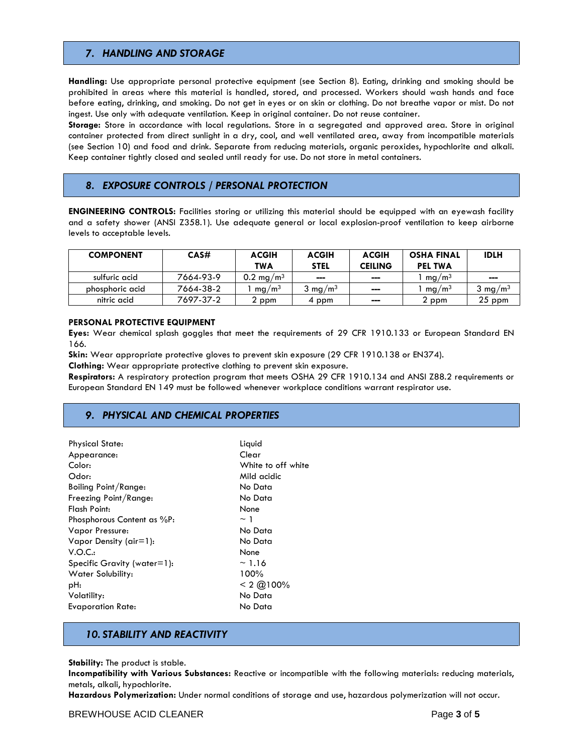## 7. HANDLING AND STORAGE

**Handling:** Use appropriate personal protective equipment (see Section 8). Eating, drinking and smoking should be prohibited in areas where this material is handled, stored, and processed. Workers should wash hands and face before eating, drinking, and smoking. Do not get in eyes or on skin or clothing. Do not breathe vapor or mist. Do not ingest. Use only with adequate ventilation. Keep in original container. Do not reuse container.

**Storage:** Store in accordance with local regulations. Store in a segregated and approved area. Store in original container protected from direct sunlight in a dry, cool, and well ventilated area, away from incompatible materials (see Section 10) and food and drink. Separate from reducing materials, organic peroxides, hypochlorite and alkali. Keep container tightly closed and sealed until ready for use. Do not store in metal containers.

## 8. EXPOSURE CONTROLS / PERSONAL PROTECTION

**ENGINEERING CONTROLS:** Facilities storing or utilizing this material should be equipped with an eyewash facility and a safety shower (ANSI Z358.1). Use adequate general or local explosion-proof ventilation to keep airborne levels to acceptable levels.

| COMPONENT | CAS# | ACGIH TWA | ACGIH STEL | ACGIH CEILING | OSHA FINAL PEL TWA | IDLH |
|---|---|---|---|---|---|---|
| sulfuric acid | 7664-93-9 | 0.2 $mg/m^3$ | --- | --- | 1 $mg/m^3$ | --- |
| phosphoric acid | 7664-38-2 | 1 $mg/m^3$ | 3 $mg/m^3$ | --- | 1 $mg/m^3$ | 3 $mg/m^3$ |
| nitric acid | 7697-37-2 | 2 ppm | 4 ppm | --- | 2 ppm | 25 ppm |

**PERSONAL PROTECTIVE EQUIPMENT**

**Eyes:** Wear chemical splash goggles that meet the requirements of 29 CFR 1910.133 or European Standard EN 166.

**Skin:** Wear appropriate protective gloves to prevent skin exposure (29 CFR 1910.138 or EN374).

**Clothing:** Wear appropriate protective clothing to prevent skin exposure.

**Respirators:** A respiratory protection program that meets OSHA 29 CFR 1910.134 and ANSI Z88.2 requirements or European Standard EN 149 must be followed whenever workplace conditions warrant respirator use.

## 9. PHYSICAL AND CHEMICAL PROPERTIES

| | |
|---|---|
| Physical State: | Liquid |
| Appearance: | Clear |
| Color: | White to off white |
| Odor: | Mild acidic |
| Boiling Point/Range: | No Data |
| Freezing Point/Range: | No Data |
| Flash Point: | None |
| Phosphorous Content as %P: | ~ 1 |
| Vapor Pressure: | No Data |
| Vapor Density (air=1): | No Data |
| V.O.C.: | None |
| Specific Gravity (water=1): | ~ 1.16 |
| Water Solubility: | 100% |
| pH: | < 2 @100% |
| Volatility: | No Data |
| Evaporation Rate: | No Data |

## 10. STABILITY AND REACTIVITY

**Stability:** The product is stable.

**Incompatibility with Various Substances:** Reactive or incompatible with the following materials: reducing materials, metals, alkali, hypochlorite.

**Hazardous Polymerization:** Under normal conditions of storage and use, hazardous polymerization will not occur.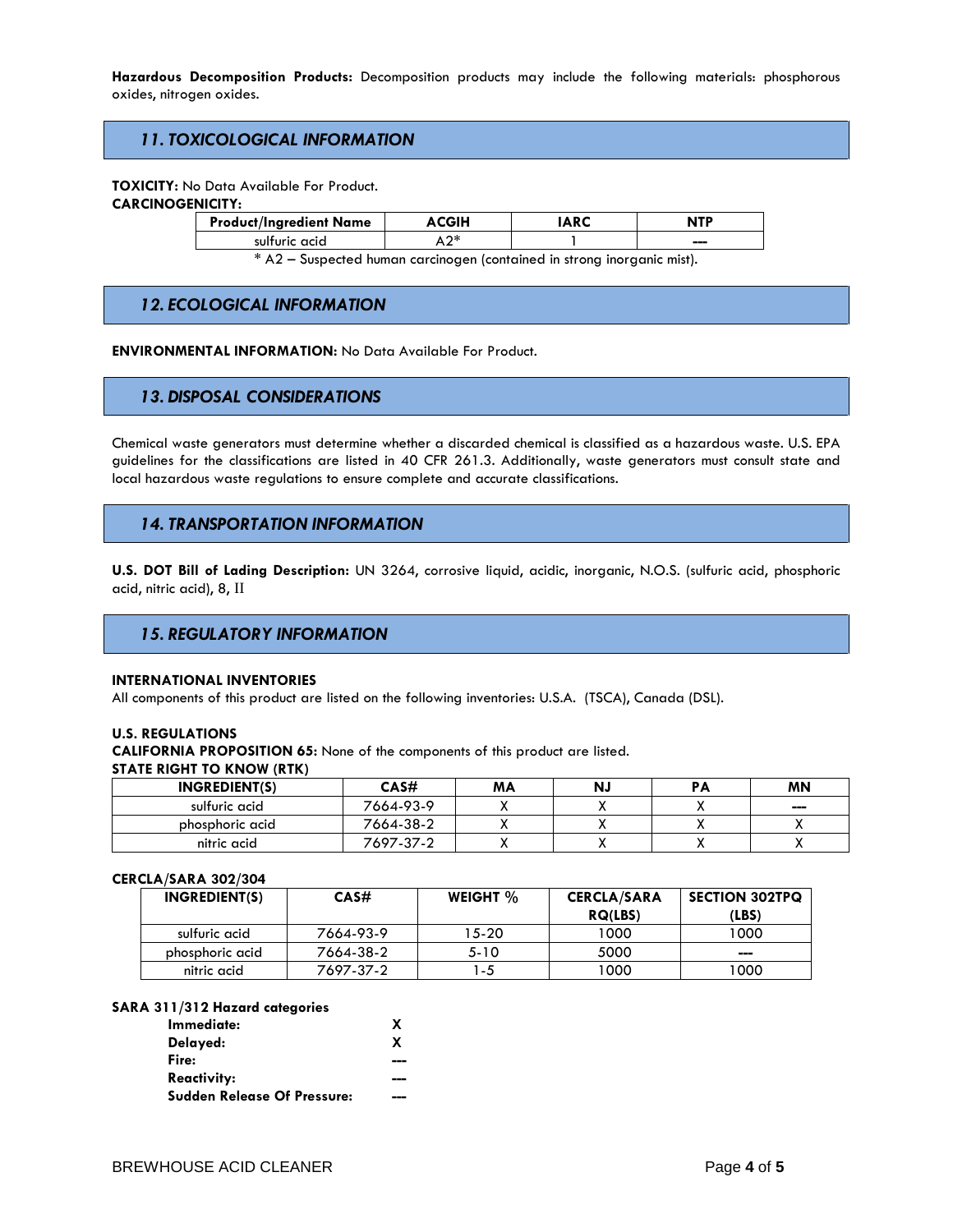**Hazardous Decomposition Products:** Decomposition products may include the following materials: phosphorous oxides, nitrogen oxides.

## 11. TOXICOLOGICAL INFORMATION

**TOXICITY:** No Data Available For Product.

**CARCINOGENICITY:**

| Product/Ingredient Name | ACGIH | IARC | NTP |
|---|---|---|---|
| sulfuric acid | A2* | 1 | --- |

* A2 – Suspected human carcinogen (contained in strong inorganic mist).

## 12. ECOLOGICAL INFORMATION

**ENVIRONMENTAL INFORMATION:** No Data Available For Product.

## 13. DISPOSAL CONSIDERATIONS

Chemical waste generators must determine whether a discarded chemical is classified as a hazardous waste. U.S. EPA guidelines for the classifications are listed in 40 CFR 261.3. Additionally, waste generators must consult state and local hazardous waste regulations to ensure complete and accurate classifications.

## 14. TRANSPORTATION INFORMATION

**U.S. DOT Bill of Lading Description:** UN 3264, corrosive liquid, acidic, inorganic, N.O.S. (sulfuric acid, phosphoric acid, nitric acid), 8, II

## 15. REGULATORY INFORMATION

**INTERNATIONAL INVENTORIES**

All components of this product are listed on the following inventories: U.S.A. (TSCA), Canada (DSL).

**U.S. REGULATIONS**

**CALIFORNIA PROPOSITION 65:** None of the components of this product are listed.

**STATE RIGHT TO KNOW (RTK)**

| INGREDIENT(S) | CAS# | MA | NJ | PA | MN |
|---|---|---|---|---|---|
| sulfuric acid | 7664-93-9 | X | X | X | --- |
| phosphoric acid | 7664-38-2 | X | X | X | X |
| nitric acid | 7697-37-2 | X | X | X | X |

**CERCLA/SARA 302/304**

| INGREDIENT(S) | CAS# | WEIGHT % | CERCLA/SARA RQ(LBS) | SECTION 302TPQ (LBS) |
|---|---|---|---|---|
| sulfuric acid | 7664-93-9 | 15-20 | 1000 | 1000 |
| phosphoric acid | 7664-38-2 | 5-10 | 5000 | --- |
| nitric acid | 7697-37-2 | 1-5 | 1000 | 1000 |

**SARA 311/312 Hazard categories**

| | |
|---|---|
| **Immediate:** | X |
| **Delayed:** | X |
| **Fire:** | --- |
| **Reactivity:** | --- |
| **Sudden Release Of Pressure:** | --- |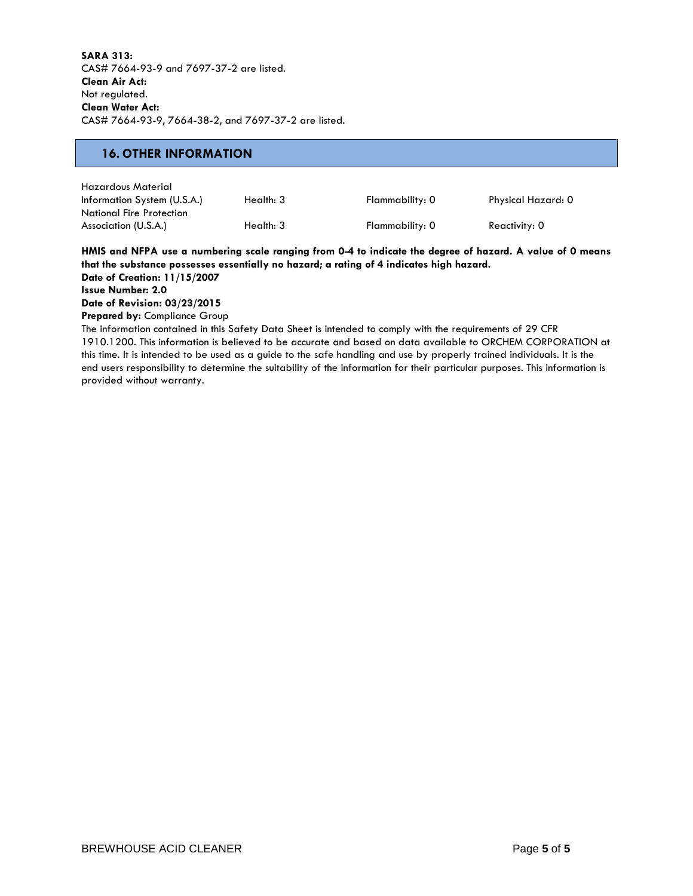**SARA 313:**
CAS# 7664-93-9 and 7697-37-2 are listed.
**Clean Air Act:**
Not regulated.
**Clean Water Act:**
CAS# 7664-93-9, 7664-38-2, and 7697-37-2 are listed.

## 16. OTHER INFORMATION

| | | | |
|---|---|---|---|
| Hazardous Material Information System (U.S.A.) | Health: 3 | Flammability: 0 | Physical Hazard: 0 |
| National Fire Protection Association (U.S.A.) | Health: 3 | Flammability: 0 | Reactivity: 0 |

**HMIS and NFPA use a numbering scale ranging from 0-4 to indicate the degree of hazard. A value of 0 means that the substance possesses essentially no hazard; a rating of 4 indicates high hazard.**
**Date of Creation: 11/15/2007**
**Issue Number: 2.0**
**Date of Revision: 03/23/2015**
**Prepared by:** Compliance Group
The information contained in this Safety Data Sheet is intended to comply with the requirements of 29 CFR 1910.1200. This information is believed to be accurate and based on data available to ORCHEM CORPORATION at this time. It is intended to be used as a guide to the safe handling and use by properly trained individuals. It is the end users responsibility to determine the suitability of the information for their particular purposes. This information is provided without warranty.